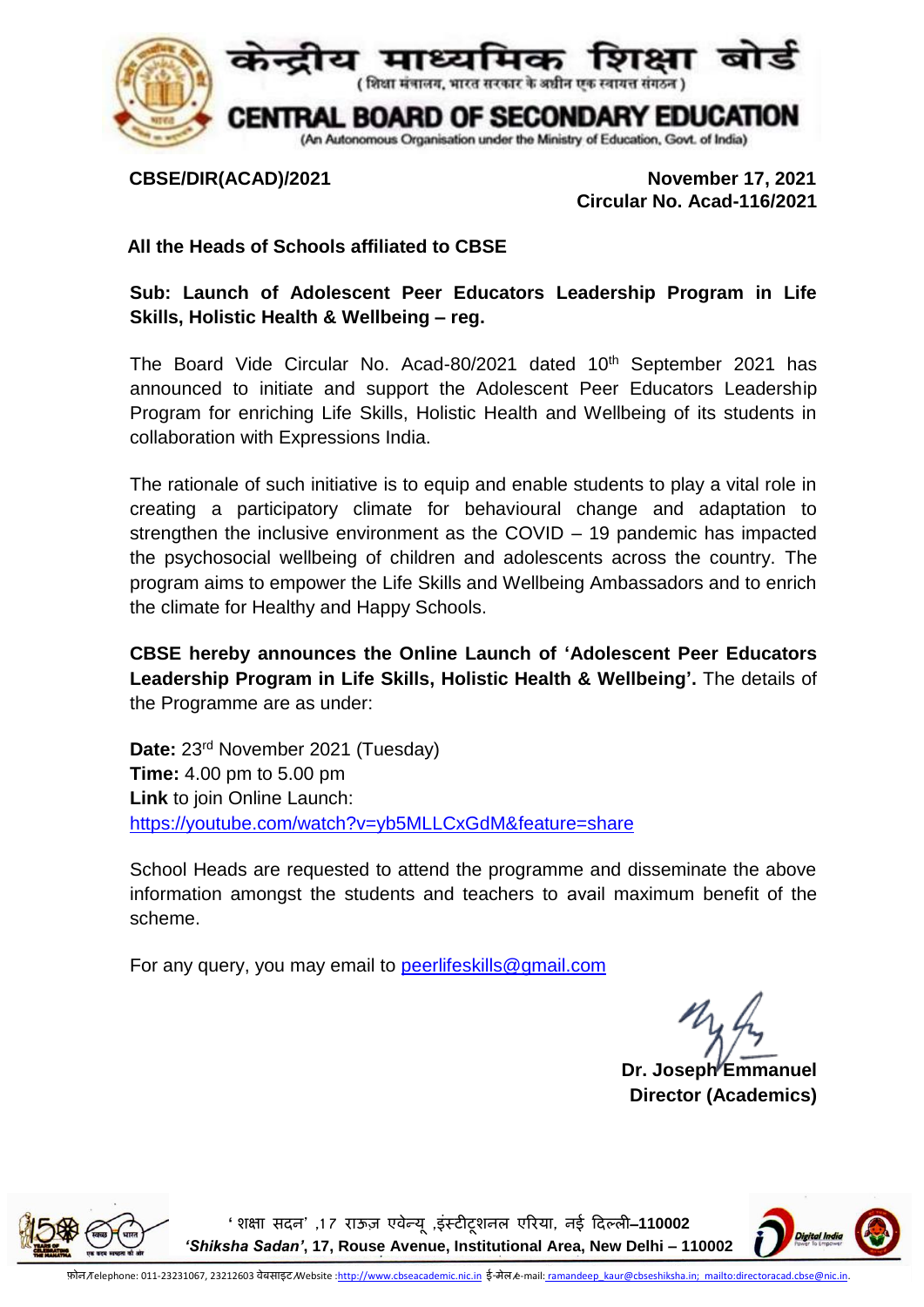# केन्द्रीय माध्यमिक शिक्षा बोर्ड

( शिक्षा मंत्रालय, भारत सरकार के अधीन एक स्वायत्त संगठन )

# CENTRAL BOARD OF SECONDARY EDUCATION

(An Autonomous Organisation under the Ministry of Education, Govt. of India)

**CBSE/DIR(ACAD)/2021** **November 17, 2021**

**Circular No. Acad-116/2021**

**All the Heads of Schools affiliated to CBSE**

**Sub: Launch of Adolescent Peer Educators Leadership Program in Life Skills, Holistic Health & Wellbeing – reg.**

The Board Vide Circular No. Acad-80/2021 dated 10th September 2021 has announced to initiate and support the Adolescent Peer Educators Leadership Program for enriching Life Skills, Holistic Health and Wellbeing of its students in collaboration with Expressions India.

The rationale of such initiative is to equip and enable students to play a vital role in creating a participatory climate for behavioural change and adaptation to strengthen the inclusive environment as the COVID – 19 pandemic has impacted the psychosocial wellbeing of children and adolescents across the country. The program aims to empower the Life Skills and Wellbeing Ambassadors and to enrich the climate for Healthy and Happy Schools.

**CBSE hereby announces the Online Launch of 'Adolescent Peer Educators Leadership Program in Life Skills, Holistic Health & Wellbeing'.** The details of the Programme are as under:

**Date:** 23rd November 2021 (Tuesday)
**Time:** 4.00 pm to 5.00 pm
**Link** to join Online Launch:
https://youtube.com/watch?v=yb5MLLCxGdM&feature=share

School Heads are requested to attend the programme and disseminate the above information amongst the students and teachers to avail maximum benefit of the scheme.

For any query, you may email to peerlifeskills@gmail.com

**Dr. Joseph Emmanuel**
**Director (Academics)**

' शिक्षा सदन' ,17 राऊज़ एवेन्यू ,इंस्टीटूशनल एरिया, नई दिल्ली–110002
*'Shiksha Sadan'*, 17, Rouse Avenue, Institutional Area, New Delhi – 110002

फ़ोन/Telephone: 011-23231067, 23212603 वेबसाइट/Website :http://www.cbseacademic.nic.in ई-मेल/e-mail: ramandeep_kaur@cbseshiksha.in; mailto:directoracad.cbse@nic.in.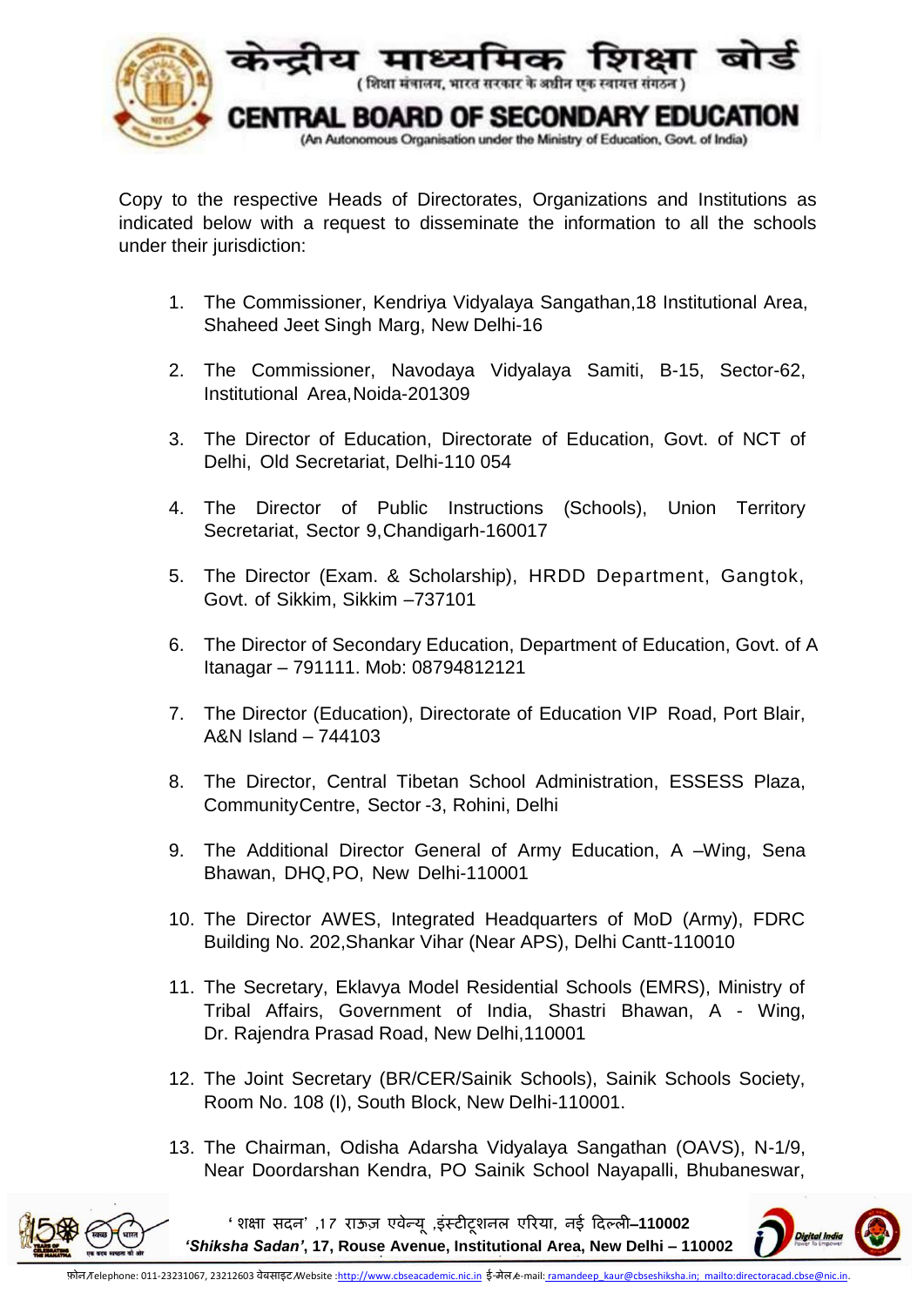Copy to the respective Heads of Directorates, Organizations and Institutions as indicated below with a request to disseminate the information to all the schools under their jurisdiction:

1. The Commissioner, Kendriya Vidyalaya Sangathan,18 Institutional Area, Shaheed Jeet Singh Marg, New Delhi-16
2. The Commissioner, Navodaya Vidyalaya Samiti, B-15, Sector-62, Institutional Area,Noida-201309
3. The Director of Education, Directorate of Education, Govt. of NCT of Delhi, Old Secretariat, Delhi-110 054
4. The Director of Public Instructions (Schools), Union Territory Secretariat, Sector 9,Chandigarh-160017
5. The Director (Exam. & Scholarship), HRDD Department, Gangtok, Govt. of Sikkim, Sikkim –737101
6. The Director of Secondary Education, Department of Education, Govt. of A Itanagar – 791111. Mob: 08794812121
7. The Director (Education), Directorate of Education VIP Road, Port Blair, A&N Island – 744103
8. The Director, Central Tibetan School Administration, ESSESS Plaza, CommunityCentre, Sector -3, Rohini, Delhi
9. The Additional Director General of Army Education, A –Wing, Sena Bhawan, DHQ,PO, New Delhi-110001
10. The Director AWES, Integrated Headquarters of MoD (Army), FDRC Building No. 202,Shankar Vihar (Near APS), Delhi Cantt-110010
11. The Secretary, Eklavya Model Residential Schools (EMRS), Ministry of Tribal Affairs, Government of India, Shastri Bhawan, A - Wing, Dr. Rajendra Prasad Road, New Delhi,110001
12. The Joint Secretary (BR/CER/Sainik Schools), Sainik Schools Society, Room No. 108 (I), South Block, New Delhi-110001.
13. The Chairman, Odisha Adarsha Vidyalaya Sangathan (OAVS), N-1/9, Near Doordarshan Kendra, PO Sainik School Nayapalli, Bhubaneswar,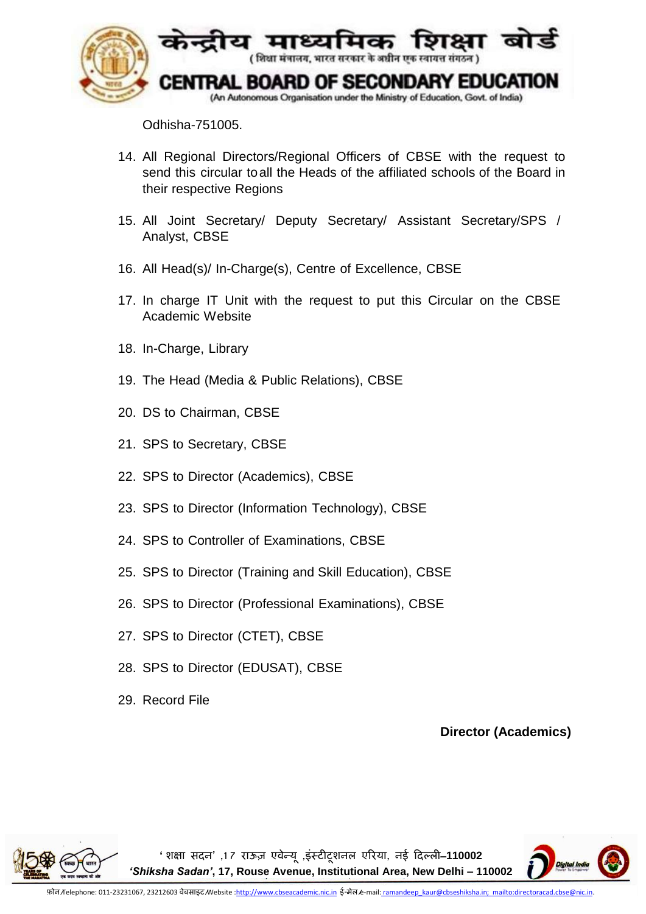Odhisha-751005.

14. All Regional Directors/Regional Officers of CBSE with the request to send this circular to all the Heads of the affiliated schools of the Board in their respective Regions
15. All Joint Secretary/ Deputy Secretary/ Assistant Secretary/SPS / Analyst, CBSE
16. All Head(s)/ In-Charge(s), Centre of Excellence, CBSE
17. In charge IT Unit with the request to put this Circular on the CBSE Academic Website
18. In-Charge, Library
19. The Head (Media & Public Relations), CBSE
20. DS to Chairman, CBSE
21. SPS to Secretary, CBSE
22. SPS to Director (Academics), CBSE
23. SPS to Director (Information Technology), CBSE
24. SPS to Controller of Examinations, CBSE
25. SPS to Director (Training and Skill Education), CBSE
26. SPS to Director (Professional Examinations), CBSE
27. SPS to Director (CTET), CBSE
28. SPS to Director (EDUSAT), CBSE
29. Record File

**Director (Academics)**